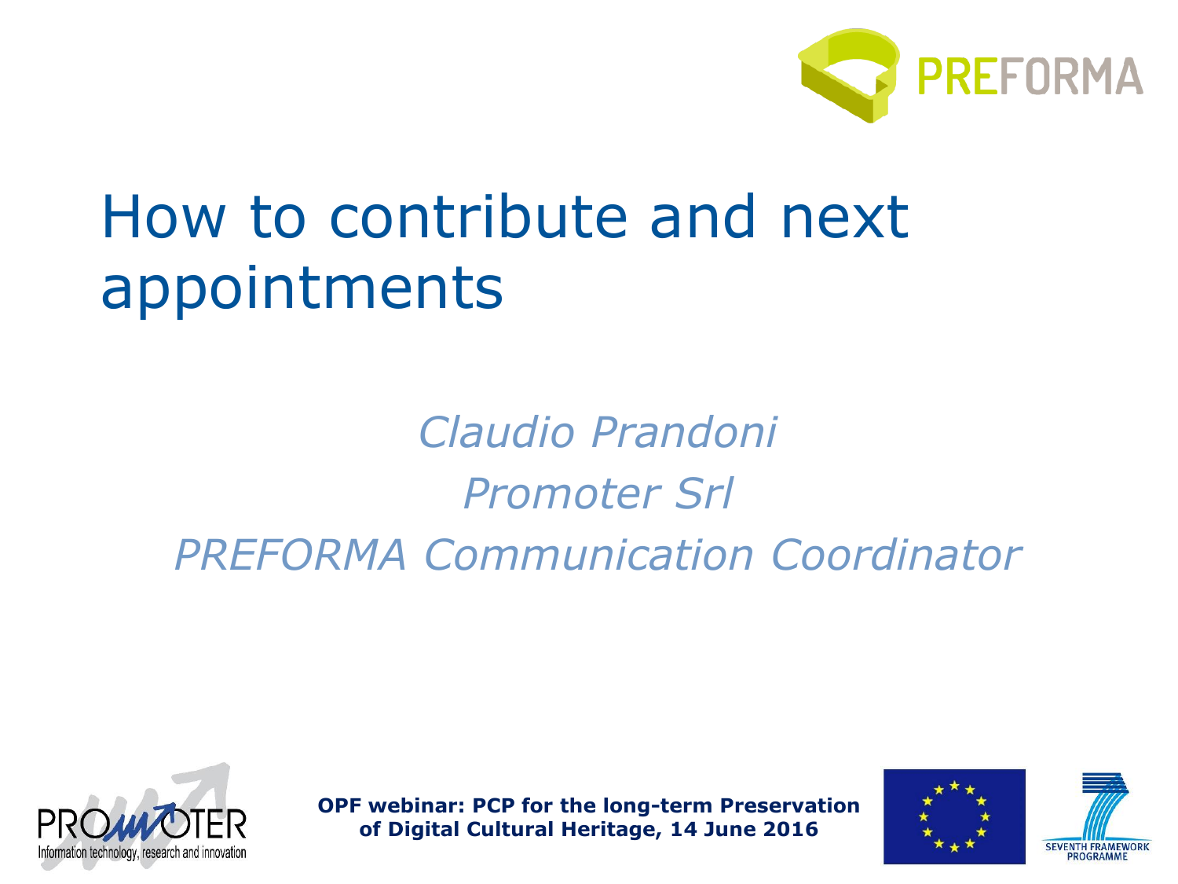# How to contribute and next appointments

*Claudio Prandoni*

*Promoter Srl*

*PREFORMA Communication Coordinator*

**OPF webinar: PCP for the long-term Preservation of Digital Cultural Heritage, 14 June 2016**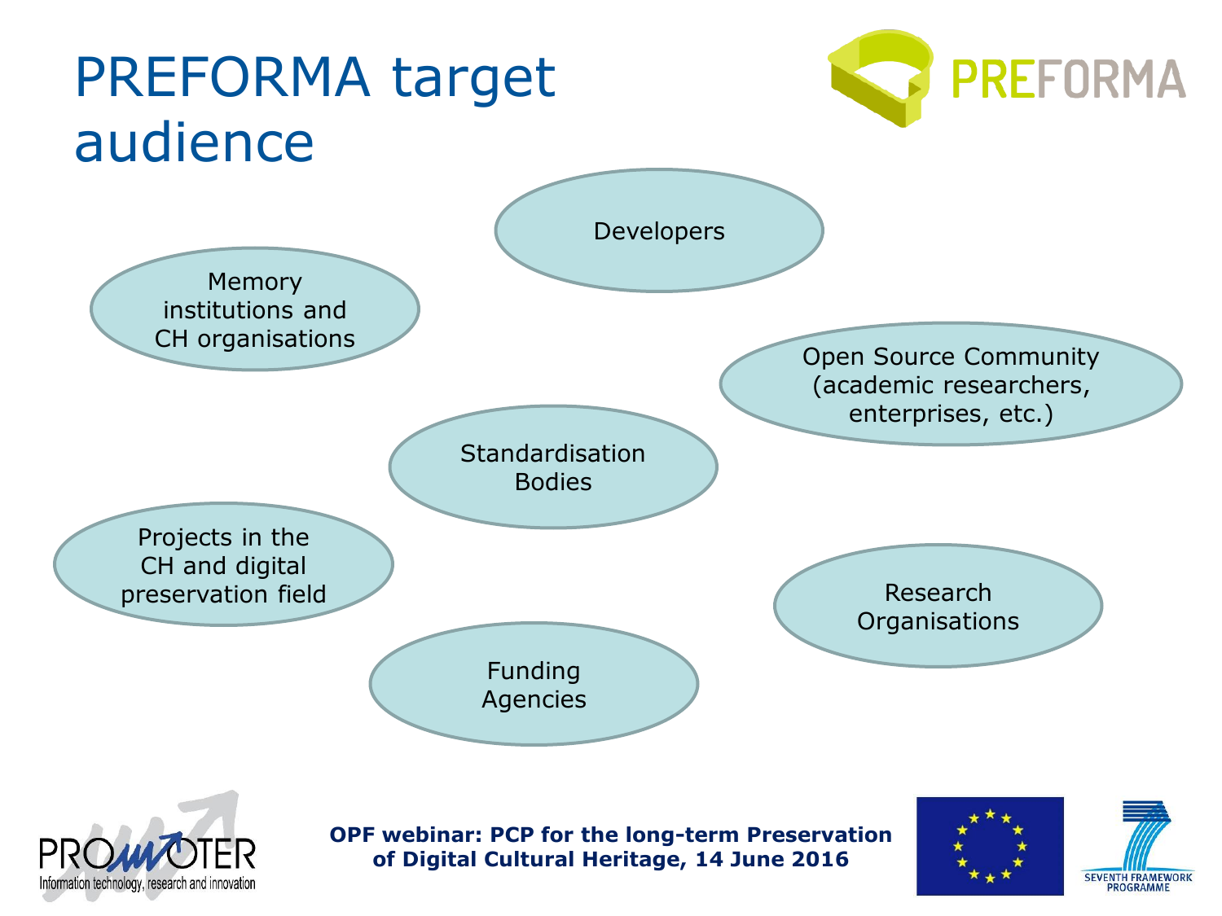# PREFORMA target audience

- Developers
- Memory institutions and CH organisations
- Open Source Community (academic researchers, enterprises, etc.)
- Standardisation Bodies
- Projects in the CH and digital preservation field
- Research Organisations
- Funding Agencies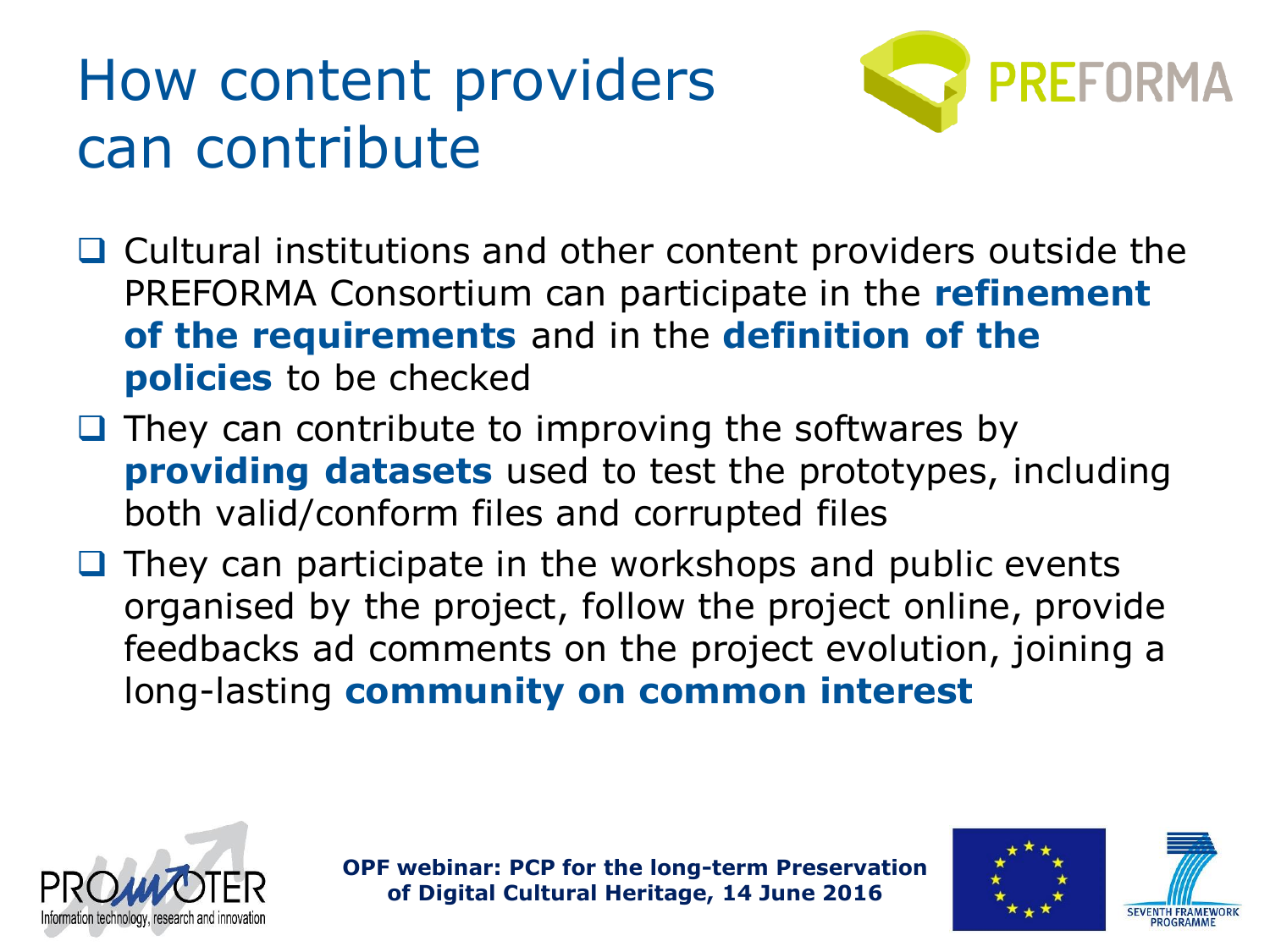# How content providers can contribute

- Cultural institutions and other content providers outside the PREFORMA Consortium can participate in the **refinement of the requirements** and in the **definition of the policies** to be checked
- They can contribute to improving the softwares by **providing datasets** used to test the prototypes, including both valid/conform files and corrupted files
- They can participate in the workshops and public events organised by the project, follow the project online, provide feedbacks ad comments on the project evolution, joining a long-lasting **community on common interest**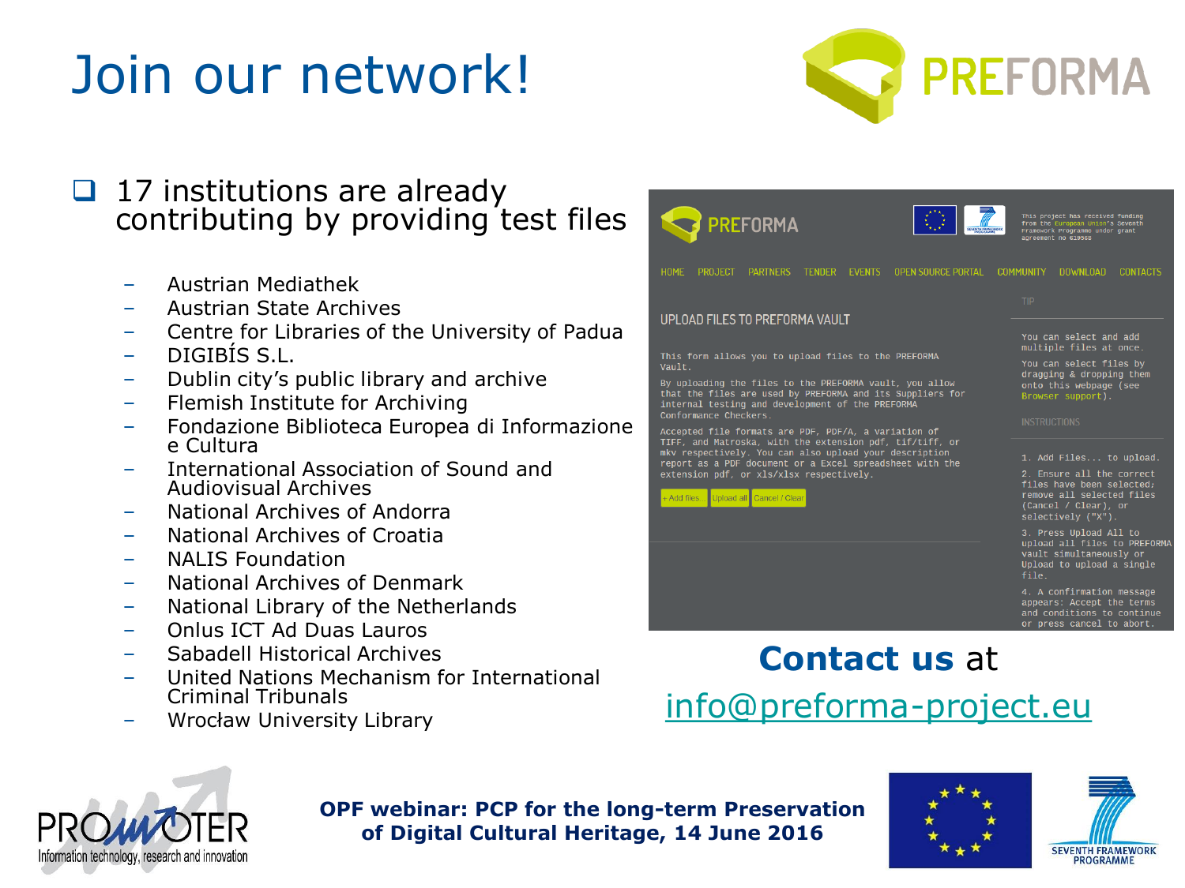# Join our network!

- 17 institutions are already contributing by providing test files
  - Austrian Mediathek
  - Austrian State Archives
  - Centre for Libraries of the University of Padua
  - DIGIBÍS S.L.
  - Dublin city's public library and archive
  - Flemish Institute for Archiving
  - Fondazione Biblioteca Europea di Informazione e Cultura
  - International Association of Sound and Audiovisual Archives
  - National Archives of Andorra
  - National Archives of Croatia
  - NALIS Foundation
  - National Archives of Denmark
  - National Library of the Netherlands
  - Onlus ICT Ad Duas Lauros
  - Sabadell Historical Archives
  - United Nations Mechanism for International Criminal Tribunals
  - Wrocław University Library

UPLOAD FILES TO PREFORMA VAULT

This form allows you to upload files to the PREFORMA Vault.

By uploading the files to the PREFORMA vault, you allow that the files are used by PREFORMA and its Suppliers for internal testing and development of the PREFORMA Conformance Checkers.

Accepted file formats are PDF, PDF/A, a variation of TIFF, and Matroska, with the extension pdf, tif/tiff, or mkv respectively. You can also upload your description report as a PDF document or a Excel spreadsheet with the extension pdf, or xls/xlsx respectively.

**Contact us** at

info@preforma-project.eu

**OPF webinar: PCP for the long-term Preservation of Digital Cultural Heritage, 14 June 2016**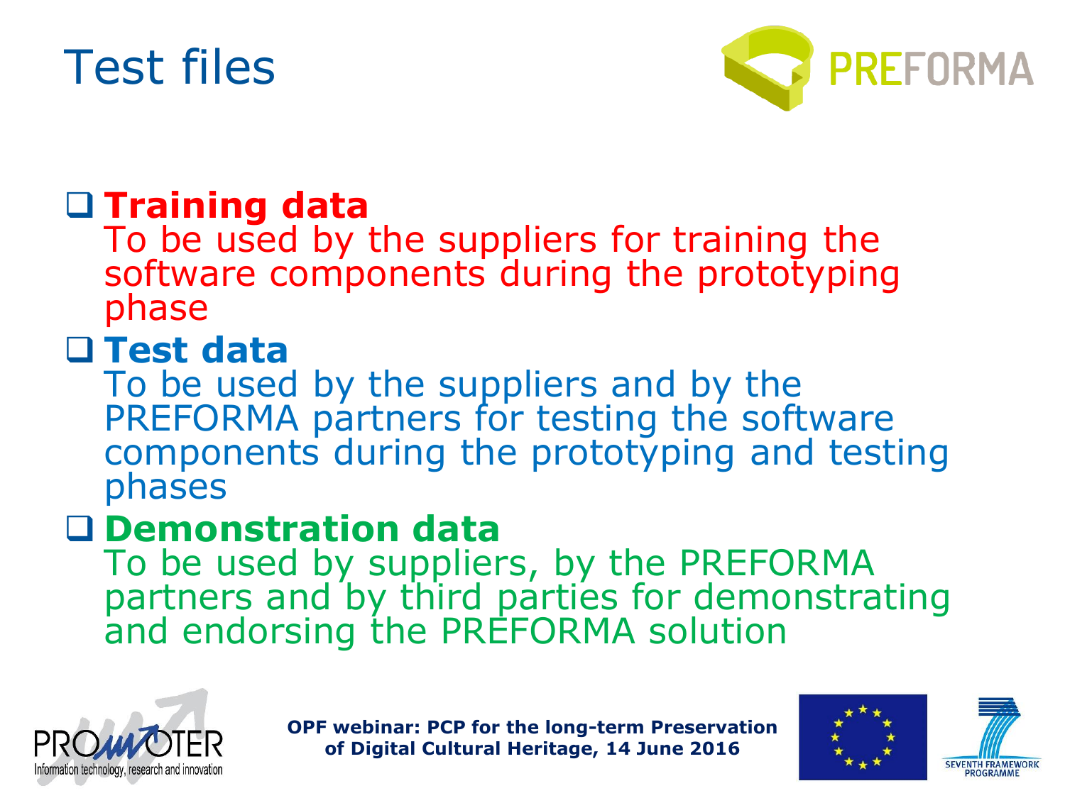# Test files

- **Training data**
  To be used by the suppliers for training the software components during the prototyping phase
- **Test data**
  To be used by the suppliers and by the PREFORMA partners for testing the software components during the prototyping and testing phases
- **Demonstration data**
  To be used by suppliers, by the PREFORMA partners and by third parties for demonstrating and endorsing the PREFORMA solution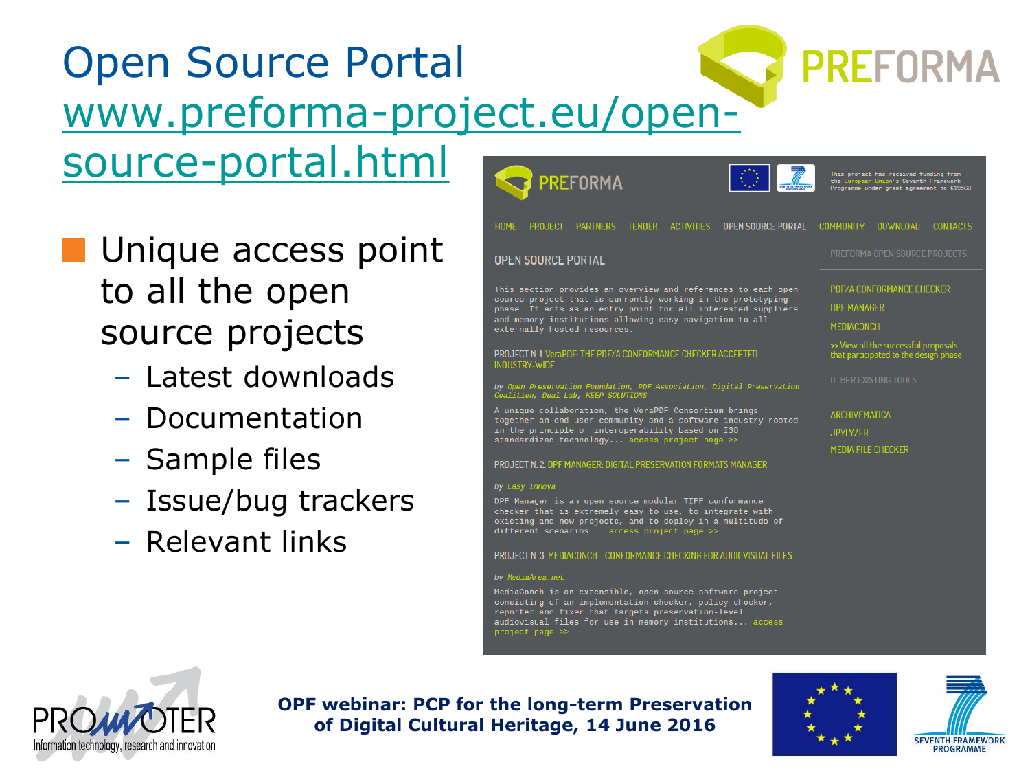# Open Source Portal

[www.preforma-project.eu/open-source-portal.html](http://www.preforma-project.eu/open-source-portal.html)

- Unique access point to all the open source projects
  - Latest downloads
  - Documentation
  - Sample files
  - Issue/bug trackers
  - Relevant links

PREFORMA

HOME PROJECT PARTNERS TENDER ACTIVITIES OPEN SOURCE PORTAL COMMUNITY DOWNLOAD CONTACTS

This project has received funding from the European Union's Seventh Framework Programme under grant agreement no 619568

## OPEN SOURCE PORTAL

This section provides an overview and references to each open source project that is currently working in the prototyping phase. It acts as an entry point for all interested suppliers and memory institutions allowing easy navigation to all externally hosted resources.

### PROJECT N. 1. VeraPDF: THE PDF/A CONFORMANCE CHECKER ACCEPTED INDUSTRY-WIDE

*by Open Preservation Foundation, PDF Association, Digital Preservation Coalition, Dual Lab, KEEP SOLUTIONS*

A unique collaboration, the VeraPDF Consortium brings together an end user community and a software industry rooted in the principle of interoperability based on ISO standardized technology... access project page >>

### PROJECT N. 2. DPF MANAGER: DIGITAL PRESERVATION FORMATS MANAGER

*by Easy Innova*

DPF Manager is an open source modular TIFF conformance checker that is extremely easy to use, to integrate with existing and new projects, and to deploy in a multitude of different scenarios... access project page >>

### PROJECT N. 3. MEDIACONCH - CONFORMANCE CHECKING FOR AUDIOVISUAL FILES

*by MediaArea.net*

MediaConch is an extensible, open source software project consisting of an implementation checker, policy checker, reporter and fixer that targets preservation-level audiovisual files for use in memory institutions... access project page >>

PREFORMA OPEN SOURCE PROJECTS

- PDF/A CONFORMANCE CHECKER
- DPF MANAGER
- MEDIACONCH
- >> View all the successful proposals that participated to the design phase

OTHER EXISTING TOOLS

- ARCHIVEMATICA
- JPYLYZER
- MEDIA FILE CHECKER

**OPF webinar: PCP for the long-term Preservation of Digital Cultural Heritage, 14 June 2016**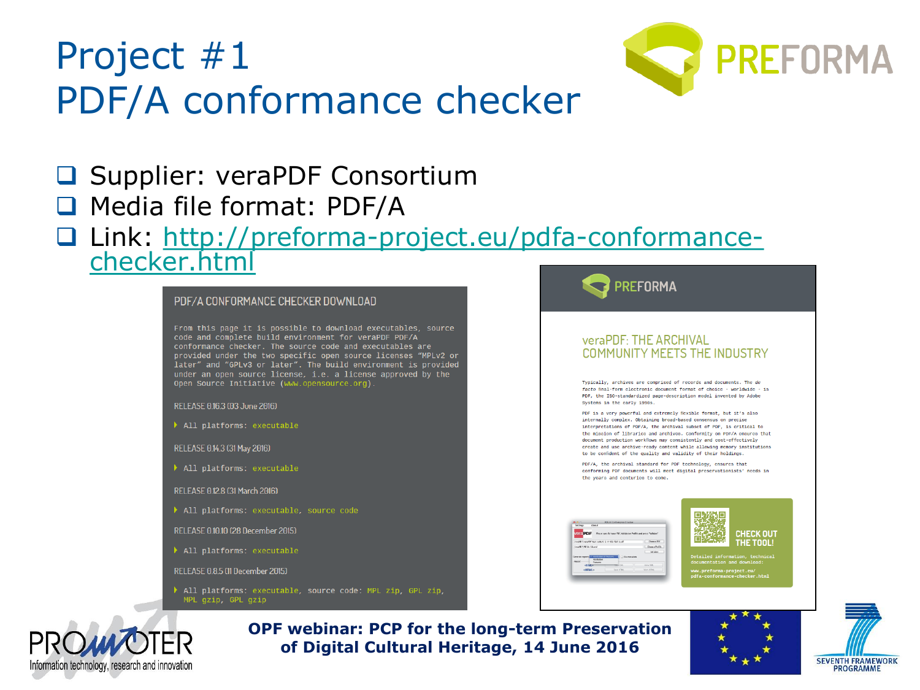# Project #1
# PDF/A conformance checker

- Supplier: veraPDF Consortium
- Media file format: PDF/A
- Link: http://preforma-project.eu/pdfa-conformance-checker.html

## PDF/A CONFORMANCE CHECKER DOWNLOAD

From this page it is possible to download executables, source code and complete build environment for veraPDF PDF/A conformance checker. The source code and executables are provided under the two specific open source licenses "MPLv2 or later" and "GPLv3 or later". The build environment is provided under an open source license, i.e. a license approved by the Open Source Initiative (www.opensource.org).

RELEASE 0.16.3 (03 June 2016)

- All platforms: executable

RELEASE 0.14.3 (31 May 2016)

- All platforms: executable

RELEASE 0.12.8 (31 March 2016)

- All platforms: executable, source code

RELEASE 0.10.10 (28 December 2015)

- All platforms: executable

RELEASE 0.8.5 (11 December 2015)

- All platforms: executable, source code: MPL zip, GPL zip, MPL gzip, GPL gzip

## veraPDF: THE ARCHIVAL COMMUNITY MEETS THE INDUSTRY

Typically, archives are comprised of records and documents. The de facto final-form electronic document format of choice - worldwide - is PDF, the ISO-standardized page-description model invented by Adobe Systems in the early 1990s.

PDF is a very powerful and extremely flexible format, but it's also internally complex. Obtaining broad-based consensus on precise interpretations of PDF/A, the archival subset of PDF, is critical to the mission of libraries and archives. Conformity on PDF/A ensures that document production workflows may consistently and cost-effectively create and use archive-ready content while allowing memory institutions to be confident of the quality and validity of their holdings.

PDF/A, the archival standard for PDF technology, ensures that conforming PDF documents will meet digital preservationists' needs in the years and centuries to come.

CHECK OUT THE TOOL!

Detailed information, technical documentation and download:
www.preforma-project.eu/pdfa-conformance-checker.html

**OPF webinar: PCP for the long-term Preservation of Digital Cultural Heritage, 14 June 2016**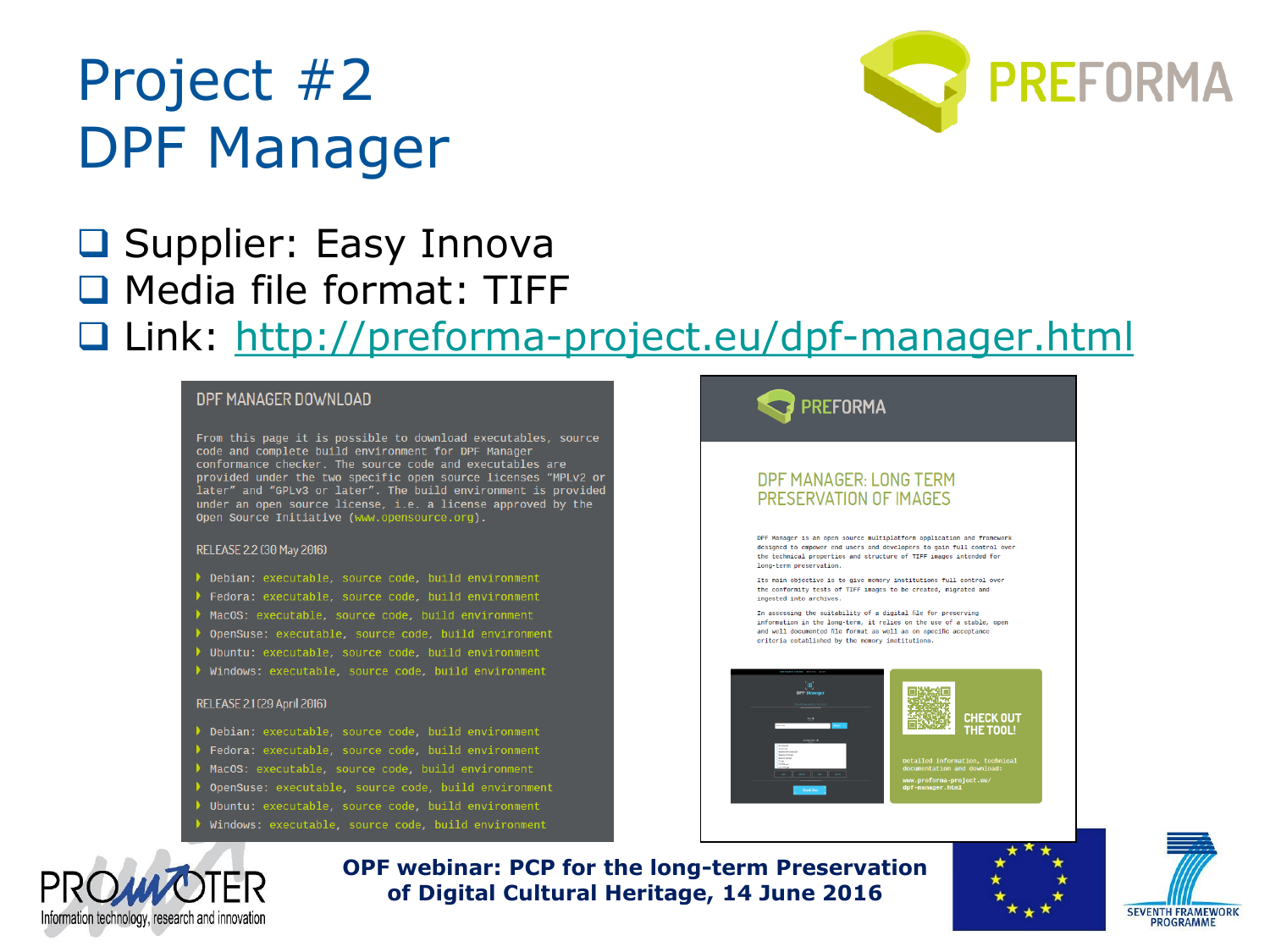# Project #2
# DPF Manager

- Supplier: Easy Innova
- Media file format: TIFF
- Link: http://preforma-project.eu/dpf-manager.html

## DPF MANAGER DOWNLOAD

From this page it is possible to download executables, source code and complete build environment for DPF Manager conformance checker. The source code and executables are provided under the two specific open source licenses "MPLv2 or later" and "GPLv3 or later". The build environment is provided under an open source license, i.e. a license approved by the Open Source Initiative (www.opensource.org).

RELEASE 2.2 (30 May 2016)

- Debian: executable, source code, build environment
- Fedora: executable, source code, build environment
- MacOS: executable, source code, build environment
- OpenSuse: executable, source code, build environment
- Ubuntu: executable, source code, build environment
- Windows: executable, source code, build environment

RELEASE 2.1 (29 April 2016)

- Debian: executable, source code, build environment
- Fedora: executable, source code, build environment
- MacOS: executable, source code, build environment
- OpenSuse: executable, source code, build environment
- Ubuntu: executable, source code, build environment
- Windows: executable, source code, build environment

PREFORMA

## DPF MANAGER: LONG TERM PRESERVATION OF IMAGES

DPF Manager is an open source multiplatform application and framework designed to empower end users and developers to gain full control over the technical properties and structure of TIFF images intended for long-term preservation.

Its main objective is to give memory institutions full control over the conformity tests of TIFF images to be created, migrated and ingested into archives.

In assessing the suitability of a digital file for preserving information in the long-term, it relies on the use of a stable, open and well documented file format as well as on specific acceptance criteria established by the memory institutions.

CHECK OUT THE TOOL!

Detailed information, technical documentation and download: www.preforma-project.eu/dpf-manager.html

**OPF webinar: PCP for the long-term Preservation of Digital Cultural Heritage, 14 June 2016**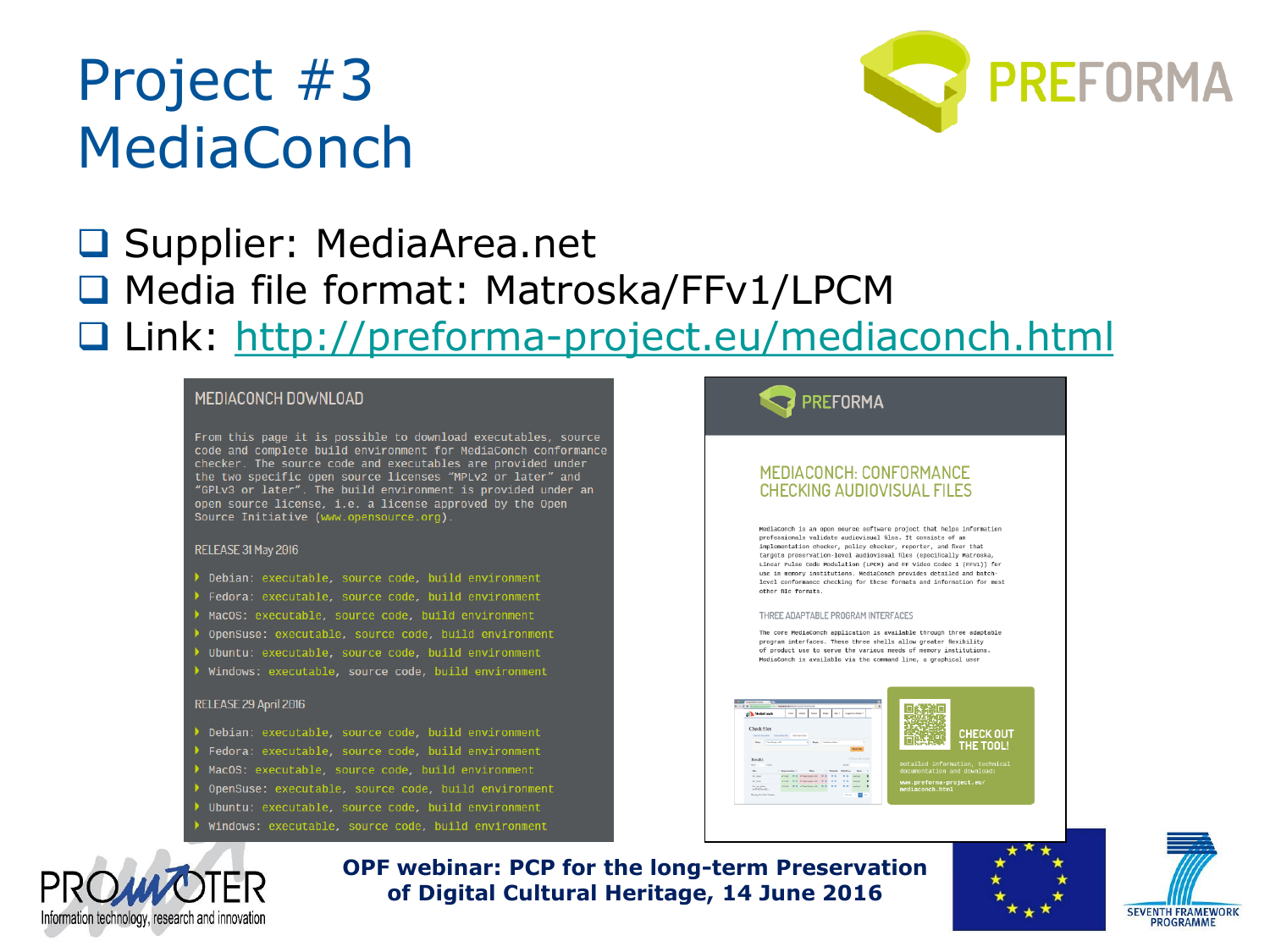# Project #3 MediaConch

- Supplier: MediaArea.net
- Media file format: Matroska/FFv1/LPCM
- Link: http://preforma-project.eu/mediaconch.html

## MEDIACONCH DOWNLOAD

From this page it is possible to download executables, source code and complete build environment for MediaConch conformance checker. The source code and executables are provided under the two specific open source licenses "MPLv2 or later" and "GPLv3 or later". The build environment is provided under an open source license, i.e. a license approved by the Open Source Initiative (www.opensource.org).

### RELEASE 31 May 2016

- Debian: executable, source code, build environment
- Fedora: executable, source code, build environment
- MacOS: executable, source code, build environment
- OpenSuse: executable, source code, build environment
- Ubuntu: executable, source code, build environment
- Windows: executable, source code, build environment

### RELEASE 29 April 2016

- Debian: executable, source code, build environment
- Fedora: executable, source code, build environment
- MacOS: executable, source code, build environment
- OpenSuse: executable, source code, build environment
- Ubuntu: executable, source code, build environment
- Windows: executable, source code, build environment

## MEDIACONCH: CONFORMANCE CHECKING AUDIOVISUAL FILES

MediaConch is an open source software project that helps information professionals validate audiovisual files. It consists of an implementation checker, policy checker, reporter, and fixer that targets preservation-level audiovisual files (specifically Matroska, Linear Pulse Code Modulation (LPCM) and FF Video Codec 1 (FFV1)) for use in memory institutions. MediaConch provides detailed and batch-level conformance checking for these formats and information for most other file formats.

### THREE ADAPTABLE PROGRAM INTERFACES

The core MediaConch application is available through three adaptable program interfaces. These three shells allow greater flexibility of product use to serve the various needs of memory institutions. MediaConch is available via the command line, a graphical user

CHECK OUT THE TOOL!

Detailed information, technical documentation and download:

www.preforma-project.eu/mediaconch.html

OPF webinar: PCP for the long-term Preservation of Digital Cultural Heritage, 14 June 2016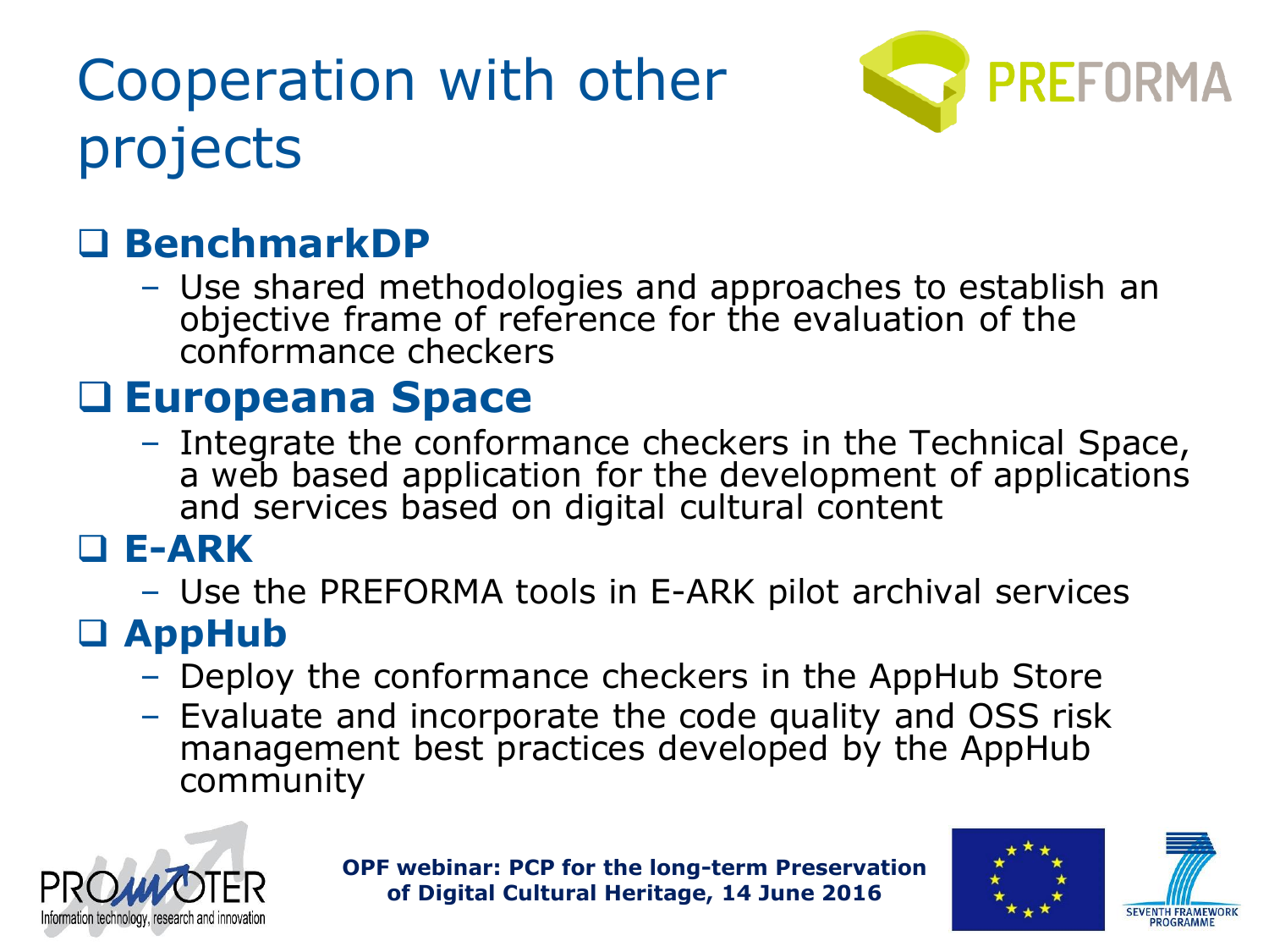# Cooperation with other projects

- **BenchmarkDP**
  - Use shared methodologies and approaches to establish an objective frame of reference for the evaluation of the conformance checkers
- **Europeana Space**
  - Integrate the conformance checkers in the Technical Space, a web based application for the development of applications and services based on digital cultural content
- **E-ARK**
  - Use the PREFORMA tools in E-ARK pilot archival services
- **AppHub**
  - Deploy the conformance checkers in the AppHub Store
  - Evaluate and incorporate the code quality and OSS risk management best practices developed by the AppHub community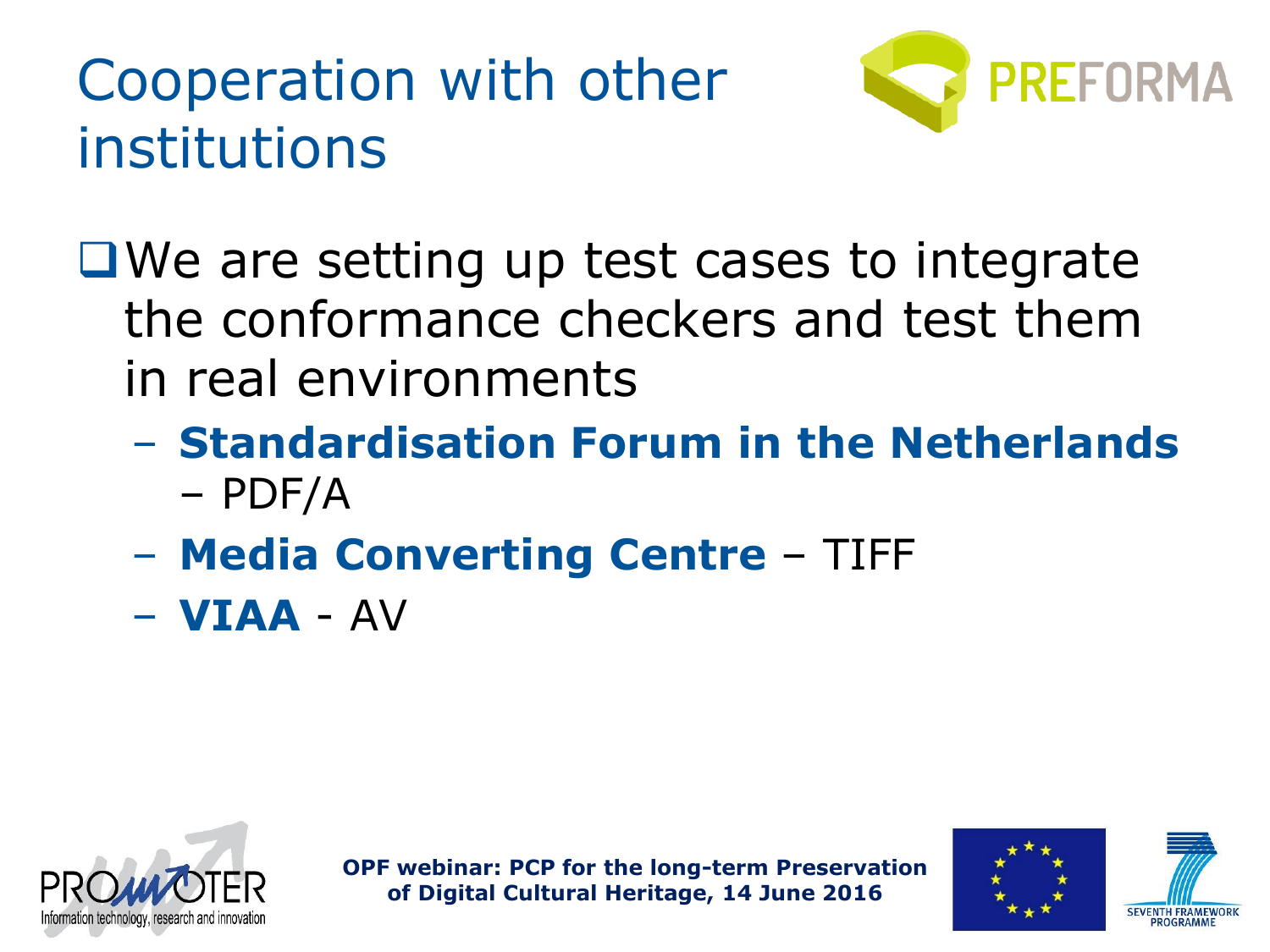# Cooperation with other institutions

- We are setting up test cases to integrate the conformance checkers and test them in real environments
  - **Standardisation Forum in the Netherlands** – PDF/A
  - **Media Converting Centre** – TIFF
  - **VIAA** - AV

**OPF webinar: PCP for the long-term Preservation of Digital Cultural Heritage, 14 June 2016**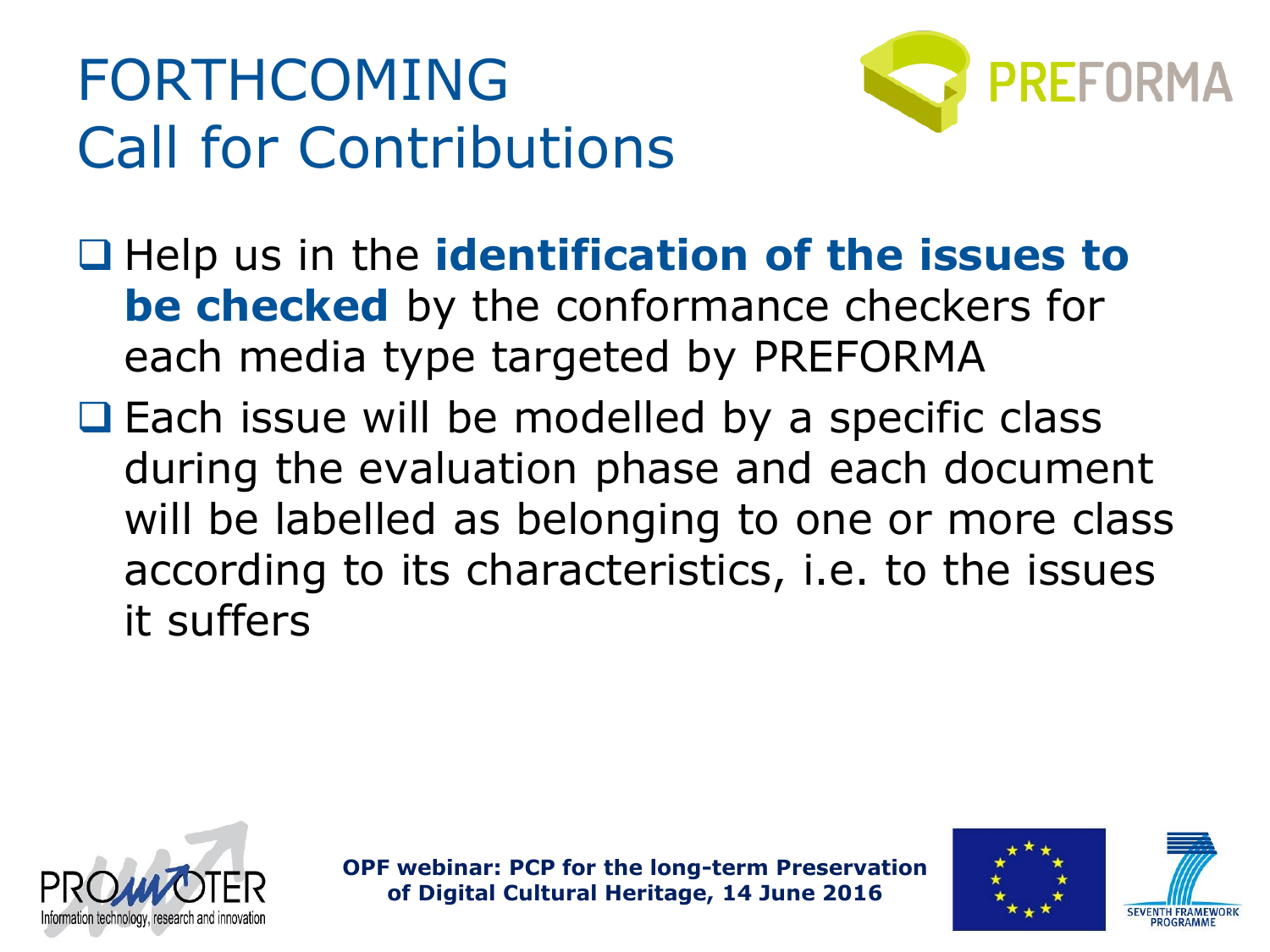# FORTHCOMING Call for Contributions

- Help us in the **identification of the issues to be checked** by the conformance checkers for each media type targeted by PREFORMA
- Each issue will be modelled by a specific class during the evaluation phase and each document will be labelled as belonging to one or more class according to its characteristics, i.e. to the issues it suffers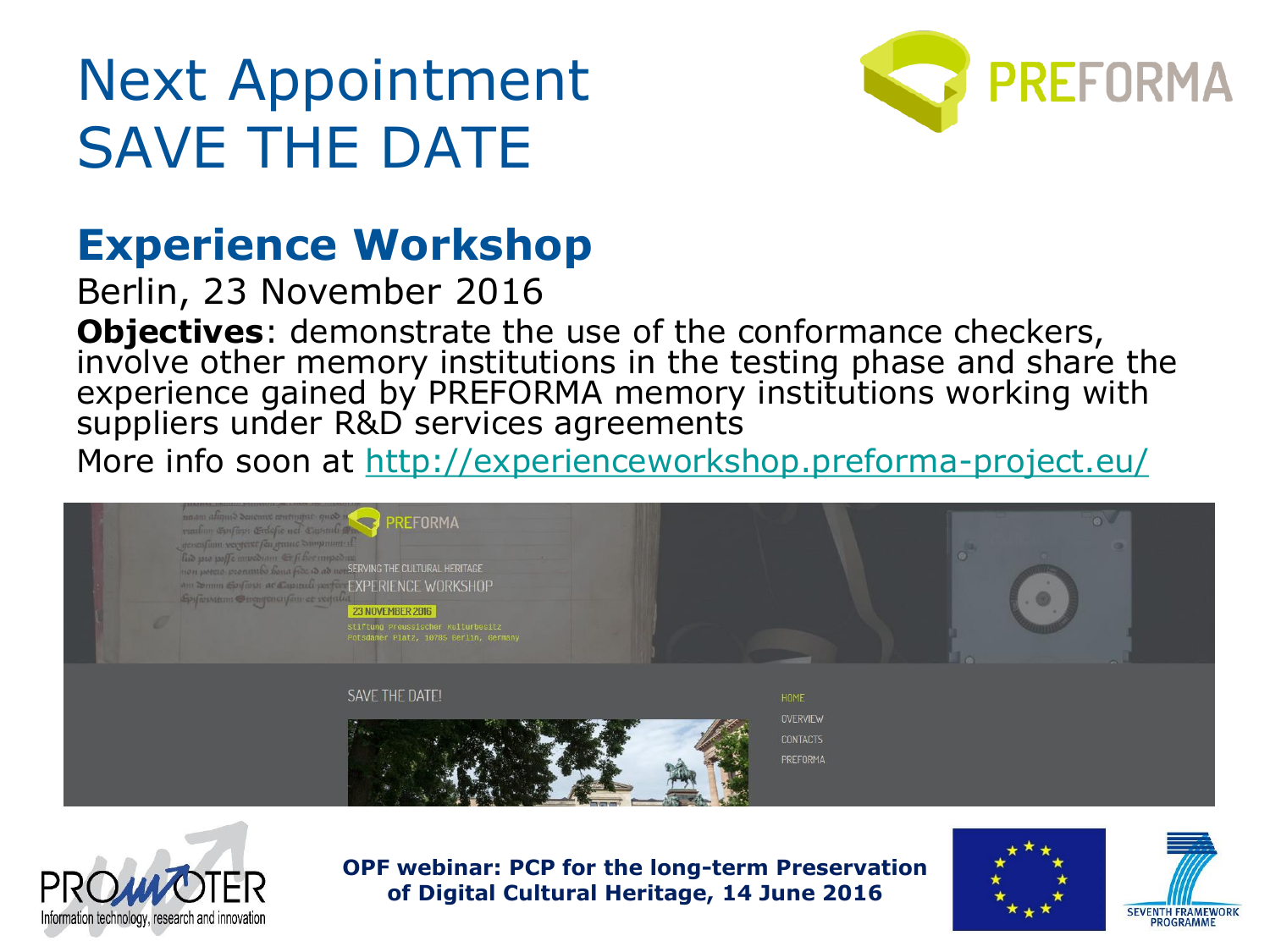# Next Appointment
# SAVE THE DATE

## Experience Workshop

Berlin, 23 November 2016

**Objectives**: demonstrate the use of the conformance checkers, involve other memory institutions in the testing phase and share the experience gained by PREFORMA memory institutions working with suppliers under R&D services agreements

More info soon at http://experienceworkshop.preforma-project.eu/

**OPF webinar: PCP for the long-term Preservation of Digital Cultural Heritage, 14 June 2016**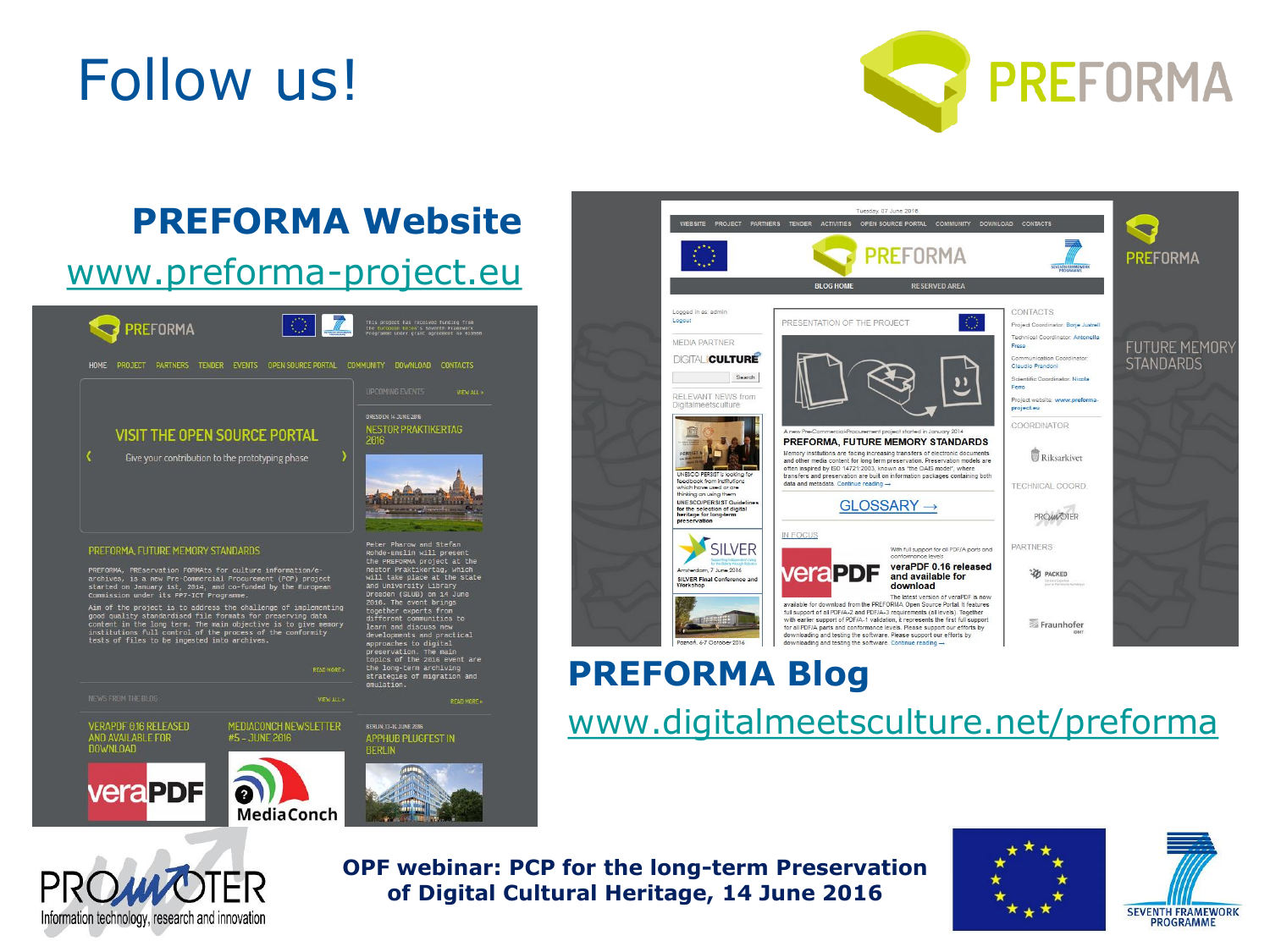# Follow us!

## PREFORMA Website

www.preforma-project.eu

## PREFORMA Blog

www.digitalmeetsculture.net/preforma

**OPF webinar: PCP for the long-term Preservation of Digital Cultural Heritage, 14 June 2016**